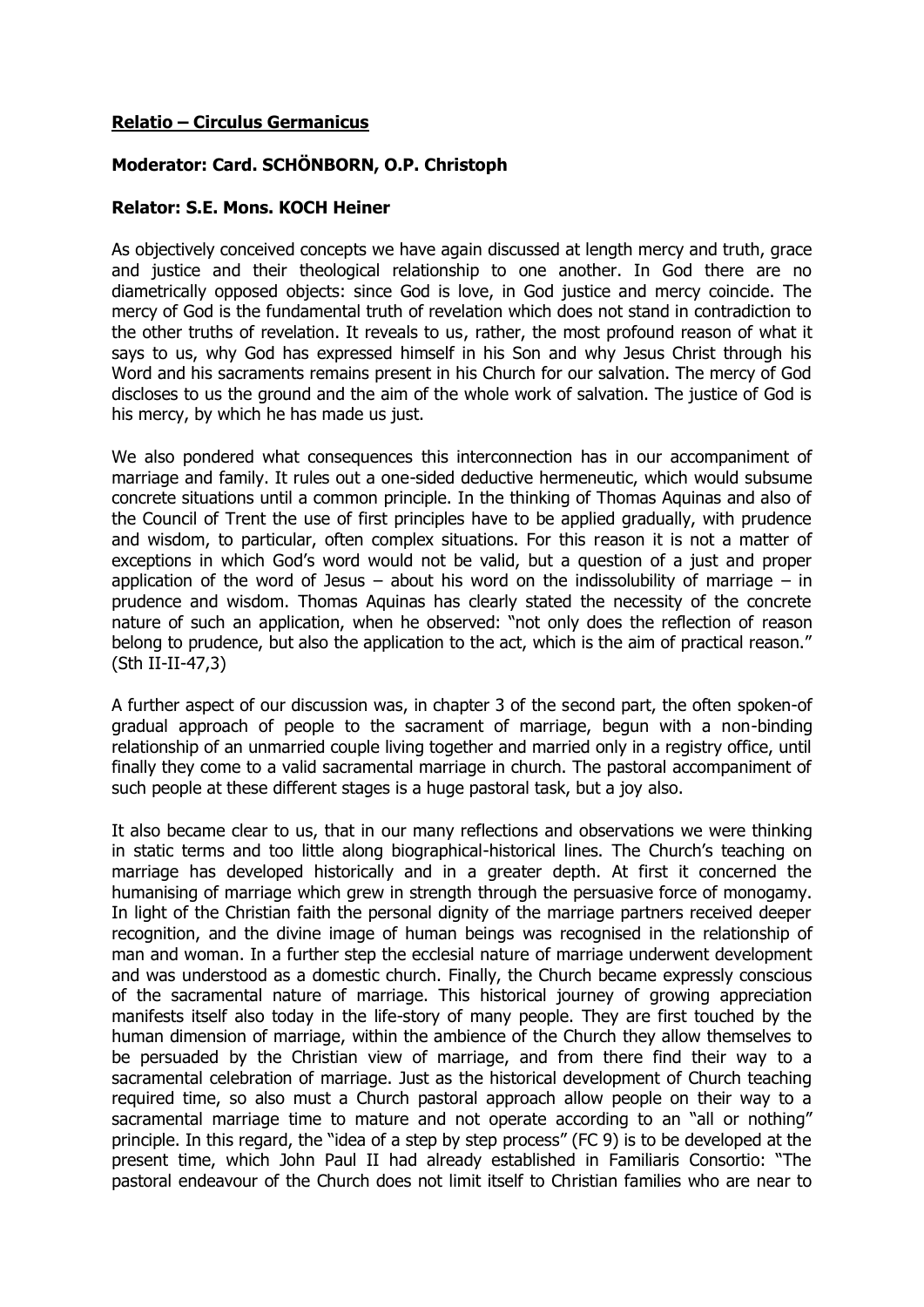**Relatio – Circulus Germanicus**

**Moderator: Card. SCHÖNBORN, O.P. Christoph**

**Relator: S.E. Mons. KOCH Heiner**

As objectively conceived concepts we have again discussed at length mercy and truth, grace and justice and their theological relationship to one another. In God there are no diametrically opposed objects: since God is love, in God justice and mercy coincide. The mercy of God is the fundamental truth of revelation which does not stand in contradiction to the other truths of revelation. It reveals to us, rather, the most profound reason of what it says to us, why God has expressed himself in his Son and why Jesus Christ through his Word and his sacraments remains present in his Church for our salvation. The mercy of God discloses to us the ground and the aim of the whole work of salvation. The justice of God is his mercy, by which he has made us just.

We also pondered what consequences this interconnection has in our accompaniment of marriage and family. It rules out a one-sided deductive hermeneutic, which would subsume concrete situations until a common principle. In the thinking of Thomas Aquinas and also of the Council of Trent the use of first principles have to be applied gradually, with prudence and wisdom, to particular, often complex situations. For this reason it is not a matter of exceptions in which God's word would not be valid, but a question of a just and proper application of the word of Jesus – about his word on the indissolubility of marriage – in prudence and wisdom. Thomas Aquinas has clearly stated the necessity of the concrete nature of such an application, when he observed: "not only does the reflection of reason belong to prudence, but also the application to the act, which is the aim of practical reason." (Sth II-II-47,3)

A further aspect of our discussion was, in chapter 3 of the second part, the often spoken-of gradual approach of people to the sacrament of marriage, begun with a non-binding relationship of an unmarried couple living together and married only in a registry office, until finally they come to a valid sacramental marriage in church. The pastoral accompaniment of such people at these different stages is a huge pastoral task, but a joy also.

It also became clear to us, that in our many reflections and observations we were thinking in static terms and too little along biographical-historical lines. The Church's teaching on marriage has developed historically and in a greater depth. At first it concerned the humanising of marriage which grew in strength through the persuasive force of monogamy. In light of the Christian faith the personal dignity of the marriage partners received deeper recognition, and the divine image of human beings was recognised in the relationship of man and woman. In a further step the ecclesial nature of marriage underwent development and was understood as a domestic church. Finally, the Church became expressly conscious of the sacramental nature of marriage. This historical journey of growing appreciation manifests itself also today in the life-story of many people. They are first touched by the human dimension of marriage, within the ambience of the Church they allow themselves to be persuaded by the Christian view of marriage, and from there find their way to a sacramental celebration of marriage. Just as the historical development of Church teaching required time, so also must a Church pastoral approach allow people on their way to a sacramental marriage time to mature and not operate according to an "all or nothing" principle. In this regard, the "idea of a step by step process" (FC 9) is to be developed at the present time, which John Paul II had already established in Familiaris Consortio: "The pastoral endeavour of the Church does not limit itself to Christian families who are near to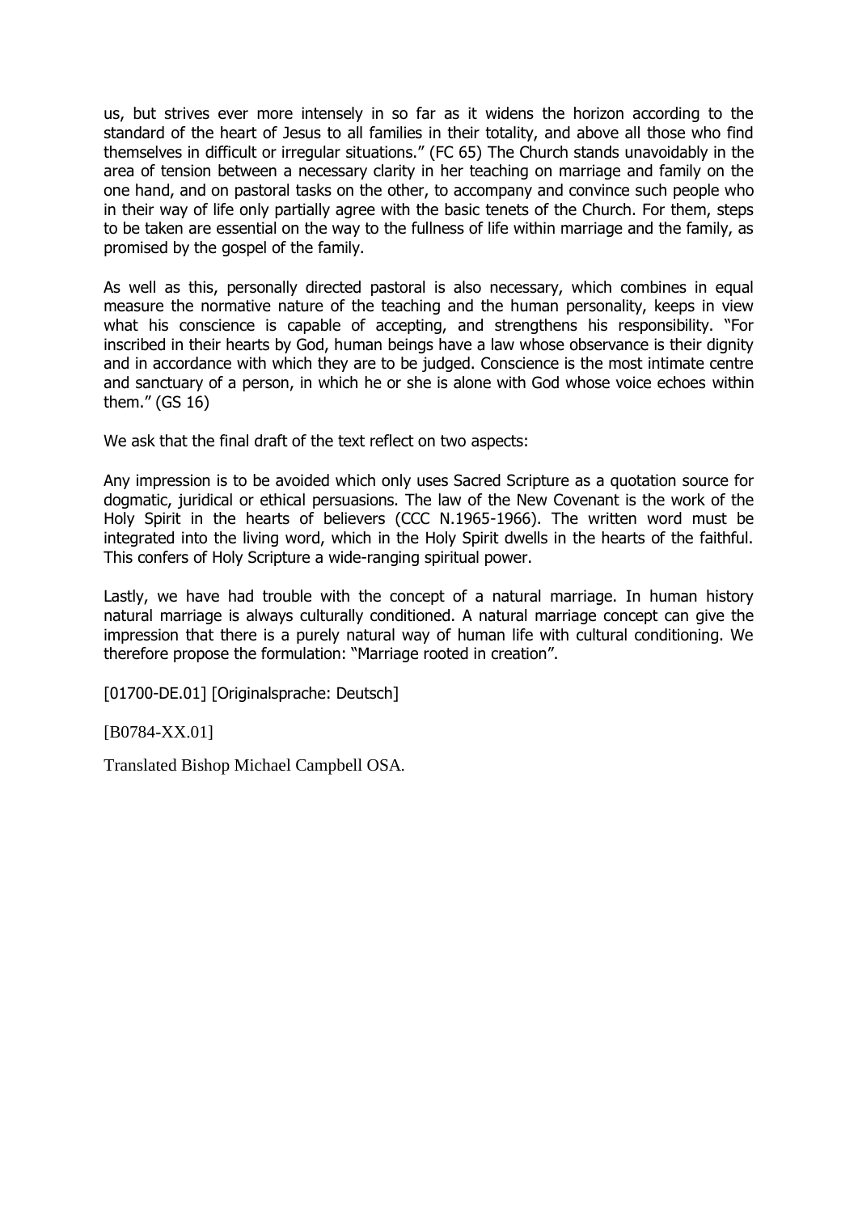us, but strives ever more intensely in so far as it widens the horizon according to the standard of the heart of Jesus to all families in their totality, and above all those who find themselves in difficult or irregular situations." (FC 65) The Church stands unavoidably in the area of tension between a necessary clarity in her teaching on marriage and family on the one hand, and on pastoral tasks on the other, to accompany and convince such people who in their way of life only partially agree with the basic tenets of the Church. For them, steps to be taken are essential on the way to the fullness of life within marriage and the family, as promised by the gospel of the family.

As well as this, personally directed pastoral is also necessary, which combines in equal measure the normative nature of the teaching and the human personality, keeps in view what his conscience is capable of accepting, and strengthens his responsibility. "For inscribed in their hearts by God, human beings have a law whose observance is their dignity and in accordance with which they are to be judged. Conscience is the most intimate centre and sanctuary of a person, in which he or she is alone with God whose voice echoes within them." (GS 16)

We ask that the final draft of the text reflect on two aspects:

Any impression is to be avoided which only uses Sacred Scripture as a quotation source for dogmatic, juridical or ethical persuasions. The law of the New Covenant is the work of the Holy Spirit in the hearts of believers (CCC N.1965-1966). The written word must be integrated into the living word, which in the Holy Spirit dwells in the hearts of the faithful. This confers of Holy Scripture a wide-ranging spiritual power.

Lastly, we have had trouble with the concept of a natural marriage. In human history natural marriage is always culturally conditioned. A natural marriage concept can give the impression that there is a purely natural way of human life with cultural conditioning. We therefore propose the formulation: "Marriage rooted in creation".

[01700-DE.01] [Originalsprache: Deutsch]

[B0784-XX.01]

Translated Bishop Michael Campbell OSA.